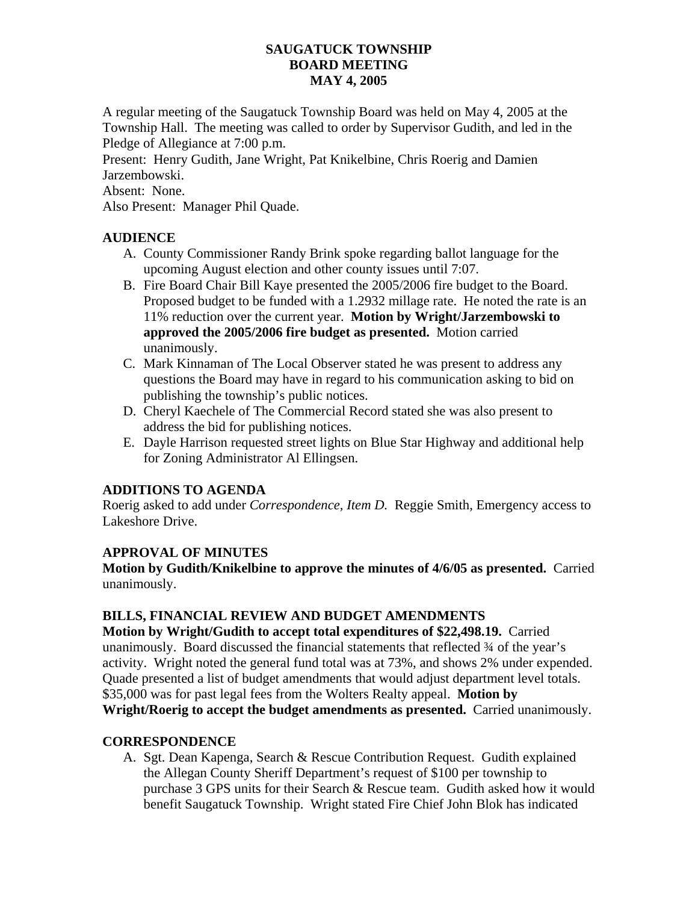# SAUGATUCK TOWNSHIP
# BOARD MEETING
# MAY 4, 2005

A regular meeting of the Saugatuck Township Board was held on May 4, 2005 at the Township Hall. The meeting was called to order by Supervisor Gudith, and led in the Pledge of Allegiance at 7:00 p.m.
Present: Henry Gudith, Jane Wright, Pat Knikelbine, Chris Roerig and Damien Jarzembowski.
Absent: None.
Also Present: Manager Phil Quade.

## AUDIENCE

A. County Commissioner Randy Brink spoke regarding ballot language for the upcoming August election and other county issues until 7:07.
B. Fire Board Chair Bill Kaye presented the 2005/2006 fire budget to the Board. Proposed budget to be funded with a 1.2932 millage rate. He noted the rate is an 11% reduction over the current year. **Motion by Wright/Jarzembowski to approved the 2005/2006 fire budget as presented.** Motion carried unanimously.
C. Mark Kinnaman of The Local Observer stated he was present to address any questions the Board may have in regard to his communication asking to bid on publishing the township's public notices.
D. Cheryl Kaechele of The Commercial Record stated she was also present to address the bid for publishing notices.
E. Dayle Harrison requested street lights on Blue Star Highway and additional help for Zoning Administrator Al Ellingsen.

## ADDITIONS TO AGENDA

Roerig asked to add under *Correspondence, Item D.* Reggie Smith, Emergency access to Lakeshore Drive.

## APPROVAL OF MINUTES

**Motion by Gudith/Knikelbine to approve the minutes of 4/6/05 as presented.** Carried unanimously.

## BILLS, FINANCIAL REVIEW AND BUDGET AMENDMENTS

**Motion by Wright/Gudith to accept total expenditures of $22,498.19.** Carried unanimously. Board discussed the financial statements that reflected ¾ of the year's activity. Wright noted the general fund total was at 73%, and shows 2% under expended. Quade presented a list of budget amendments that would adjust department level totals. $35,000 was for past legal fees from the Wolters Realty appeal. **Motion by Wright/Roerig to accept the budget amendments as presented.** Carried unanimously.

## CORRESPONDENCE

A. Sgt. Dean Kapenga, Search & Rescue Contribution Request. Gudith explained the Allegan County Sheriff Department's request of $100 per township to purchase 3 GPS units for their Search & Rescue team. Gudith asked how it would benefit Saugatuck Township. Wright stated Fire Chief John Blok has indicated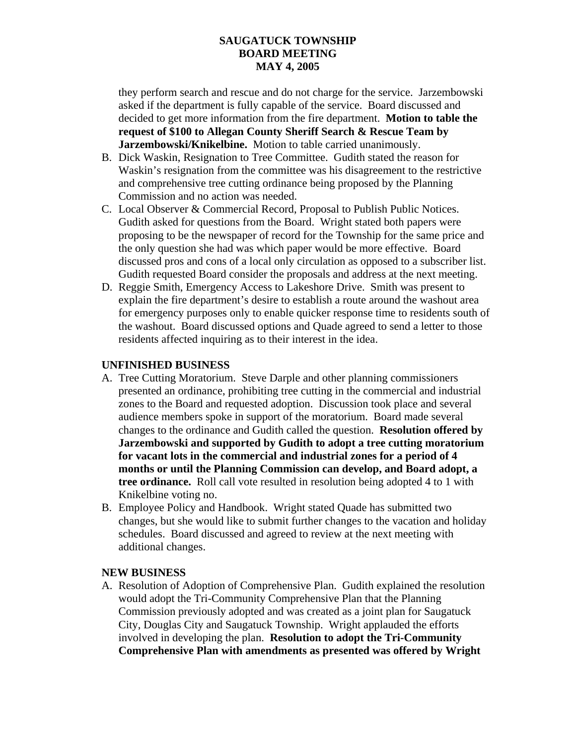they perform search and rescue and do not charge for the service. Jarzembowski asked if the department is fully capable of the service. Board discussed and decided to get more information from the fire department. **Motion to table the request of $100 to Allegan County Sheriff Search & Rescue Team by Jarzembowski/Knikelbine.** Motion to table carried unanimously.

B. Dick Waskin, Resignation to Tree Committee. Gudith stated the reason for Waskin's resignation from the committee was his disagreement to the restrictive and comprehensive tree cutting ordinance being proposed by the Planning Commission and no action was needed.
C. Local Observer & Commercial Record, Proposal to Publish Public Notices. Gudith asked for questions from the Board. Wright stated both papers were proposing to be the newspaper of record for the Township for the same price and the only question she had was which paper would be more effective. Board discussed pros and cons of a local only circulation as opposed to a subscriber list. Gudith requested Board consider the proposals and address at the next meeting.
D. Reggie Smith, Emergency Access to Lakeshore Drive. Smith was present to explain the fire department's desire to establish a route around the washout area for emergency purposes only to enable quicker response time to residents south of the washout. Board discussed options and Quade agreed to send a letter to those residents affected inquiring as to their interest in the idea.

**UNFINISHED BUSINESS**

A. Tree Cutting Moratorium. Steve Darple and other planning commissioners presented an ordinance, prohibiting tree cutting in the commercial and industrial zones to the Board and requested adoption. Discussion took place and several audience members spoke in support of the moratorium. Board made several changes to the ordinance and Gudith called the question. **Resolution offered by Jarzembowski and supported by Gudith to adopt a tree cutting moratorium for vacant lots in the commercial and industrial zones for a period of 4 months or until the Planning Commission can develop, and Board adopt, a tree ordinance.** Roll call vote resulted in resolution being adopted 4 to 1 with Knikelbine voting no.
B. Employee Policy and Handbook. Wright stated Quade has submitted two changes, but she would like to submit further changes to the vacation and holiday schedules. Board discussed and agreed to review at the next meeting with additional changes.

**NEW BUSINESS**

A. Resolution of Adoption of Comprehensive Plan. Gudith explained the resolution would adopt the Tri-Community Comprehensive Plan that the Planning Commission previously adopted and was created as a joint plan for Saugatuck City, Douglas City and Saugatuck Township. Wright applauded the efforts involved in developing the plan. **Resolution to adopt the Tri-Community Comprehensive Plan with amendments as presented was offered by Wright**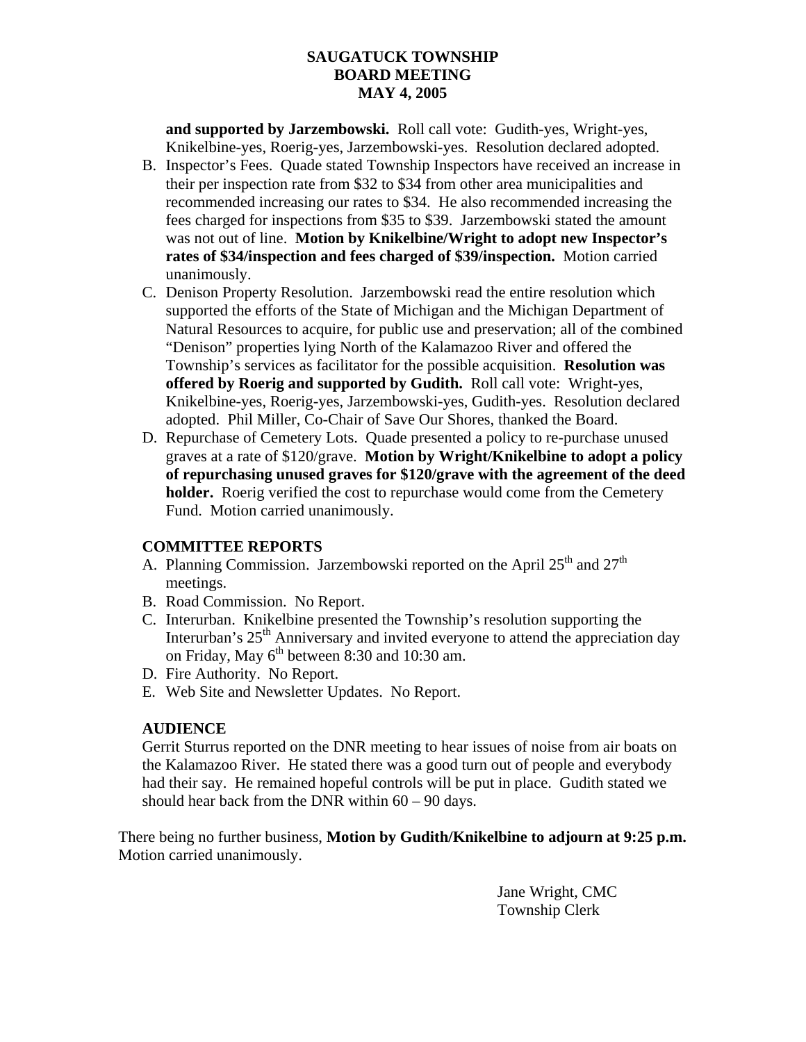**and supported by Jarzembowski.** Roll call vote: Gudith-yes, Wright-yes, Knikelbine-yes, Roerig-yes, Jarzembowski-yes. Resolution declared adopted.

B. Inspector's Fees. Quade stated Township Inspectors have received an increase in their per inspection rate from $32 to $34 from other area municipalities and recommended increasing our rates to $34. He also recommended increasing the fees charged for inspections from $35 to $39. Jarzembowski stated the amount was not out of line. **Motion by Knikelbine/Wright to adopt new Inspector's rates of $34/inspection and fees charged of $39/inspection.** Motion carried unanimously.
C. Denison Property Resolution. Jarzembowski read the entire resolution which supported the efforts of the State of Michigan and the Michigan Department of Natural Resources to acquire, for public use and preservation; all of the combined "Denison" properties lying North of the Kalamazoo River and offered the Township's services as facilitator for the possible acquisition. **Resolution was offered by Roerig and supported by Gudith.** Roll call vote: Wright-yes, Knikelbine-yes, Roerig-yes, Jarzembowski-yes, Gudith-yes. Resolution declared adopted. Phil Miller, Co-Chair of Save Our Shores, thanked the Board.
D. Repurchase of Cemetery Lots. Quade presented a policy to re-purchase unused graves at a rate of $120/grave. **Motion by Wright/Knikelbine to adopt a policy of repurchasing unused graves for $120/grave with the agreement of the deed holder.** Roerig verified the cost to repurchase would come from the Cemetery Fund. Motion carried unanimously.

**COMMITTEE REPORTS**

A. Planning Commission. Jarzembowski reported on the April 25th and 27th meetings.
B. Road Commission. No Report.
C. Interurban. Knikelbine presented the Township's resolution supporting the Interurban's 25th Anniversary and invited everyone to attend the appreciation day on Friday, May 6th between 8:30 and 10:30 am.
D. Fire Authority. No Report.
E. Web Site and Newsletter Updates. No Report.

**AUDIENCE**

Gerrit Sturrus reported on the DNR meeting to hear issues of noise from air boats on the Kalamazoo River. He stated there was a good turn out of people and everybody had their say. He remained hopeful controls will be put in place. Gudith stated we should hear back from the DNR within 60 – 90 days.

There being no further business, **Motion by Gudith/Knikelbine to adjourn at 9:25 p.m.** Motion carried unanimously.

Jane Wright, CMC
Township Clerk